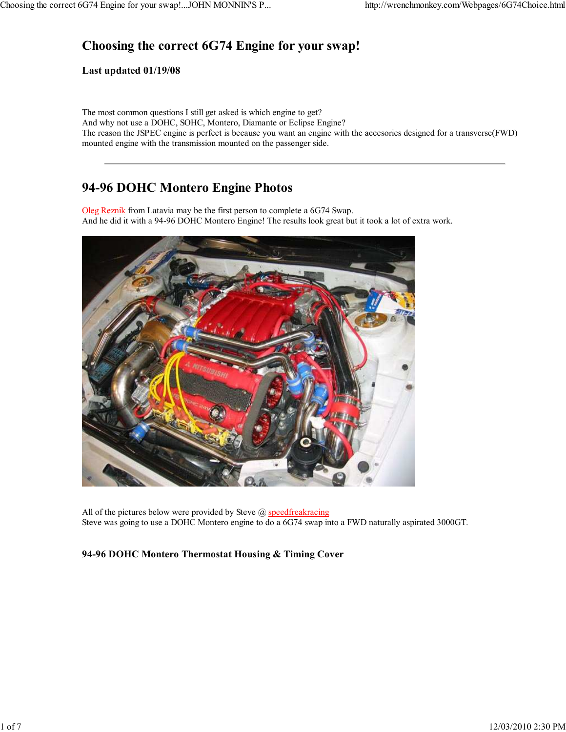# Choosing the correct 6G74 Engine for your swap!

### Last updated 01/19/08

The most common questions I still get asked is which engine to get?
And why not use a DOHC, SOHC, Montero, Diamante or Eclipse Engine?
The reason the JSPEC engine is perfect is because you want an engine with the accesories designed for a transverse(FWD) mounted engine with the transmission mounted on the passenger side.

---

## 94-96 DOHC Montero Engine Photos

Oleg Reznik from Latavia may be the first person to complete a 6G74 Swap.
And he did it with a 94-96 DOHC Montero Engine! The results look great but it took a lot of extra work.

All of the pictures below were provided by Steve @ speedfreakracing
Steve was going to use a DOHC Montero engine to do a 6G74 swap into a FWD naturally aspirated 3000GT.

### 94-96 DOHC Montero Thermostat Housing & Timing Cover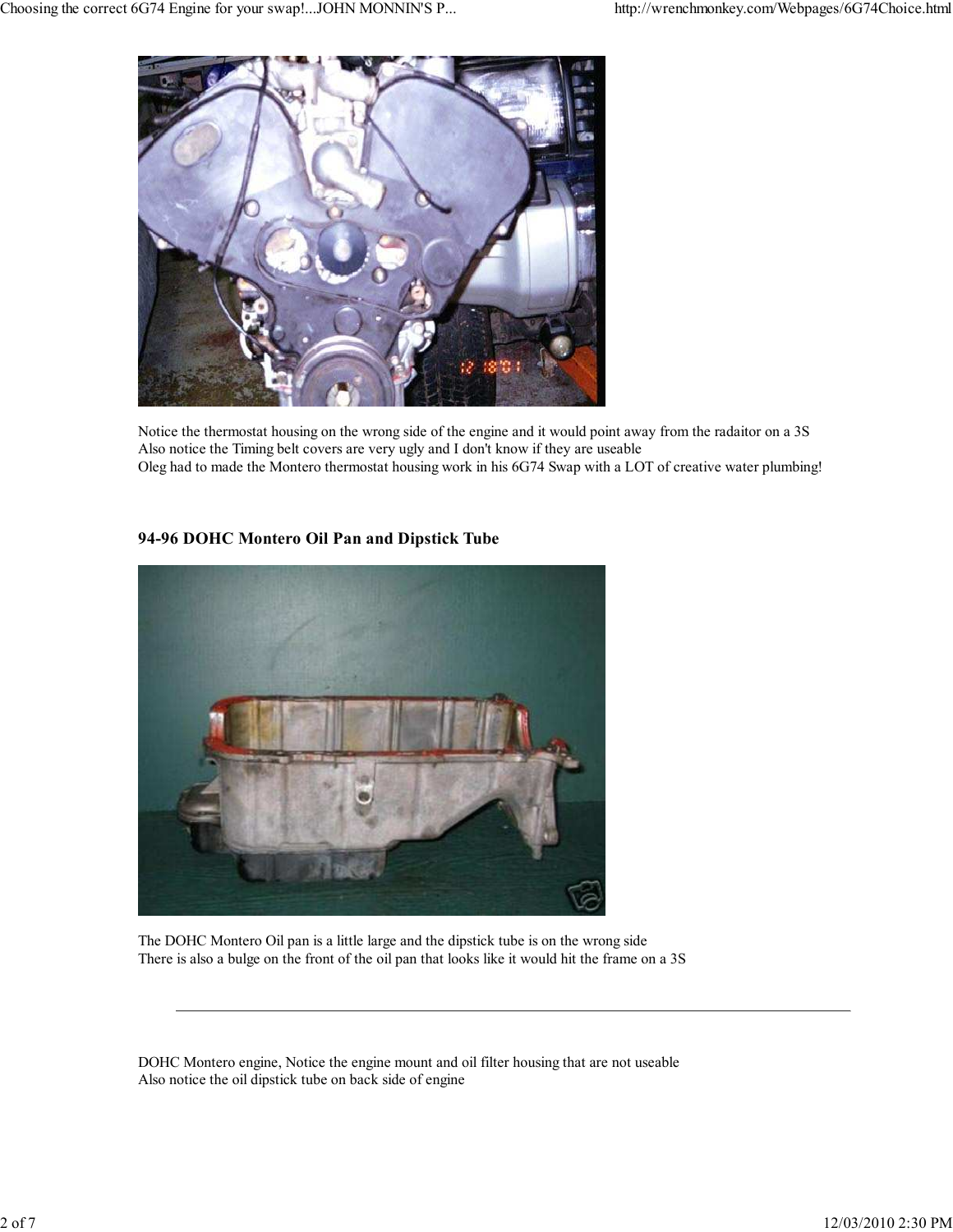Notice the thermostat housing on the wrong side of the engine and it would point away from the radaitor on a 3S
Also notice the Timing belt covers are very ugly and I don't know if they are useable
Oleg had to made the Montero thermostat housing work in his 6G74 Swap with a LOT of creative water plumbing!

### 94-96 DOHC Montero Oil Pan and Dipstick Tube

The DOHC Montero Oil pan is a little large and the dipstick tube is on the wrong side
There is also a bulge on the front of the oil pan that looks like it would hit the frame on a 3S

---

DOHC Montero engine, Notice the engine mount and oil filter housing that are not useable
Also notice the oil dipstick tube on back side of engine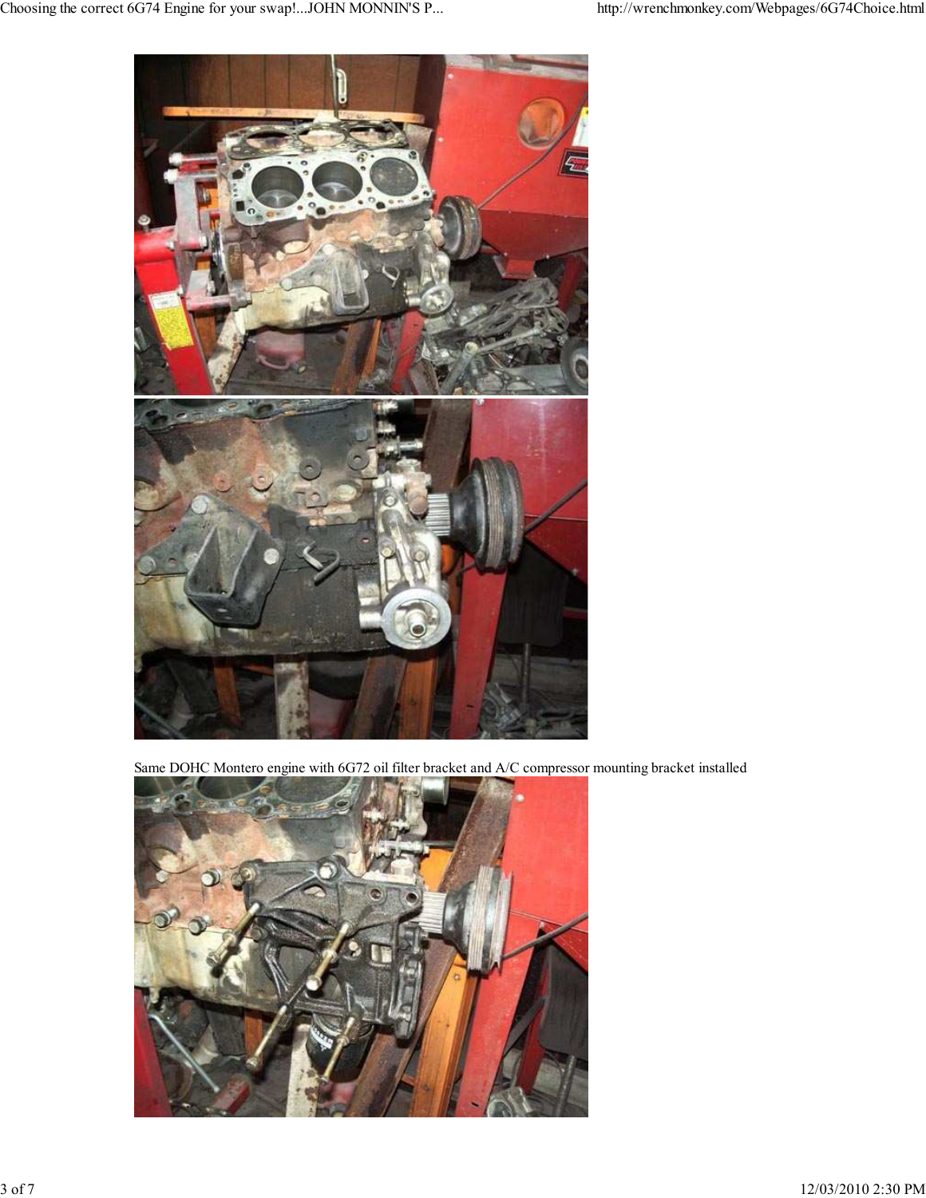Same DOHC Montero engine with 6G72 oil filter bracket and A/C compressor mounting bracket installed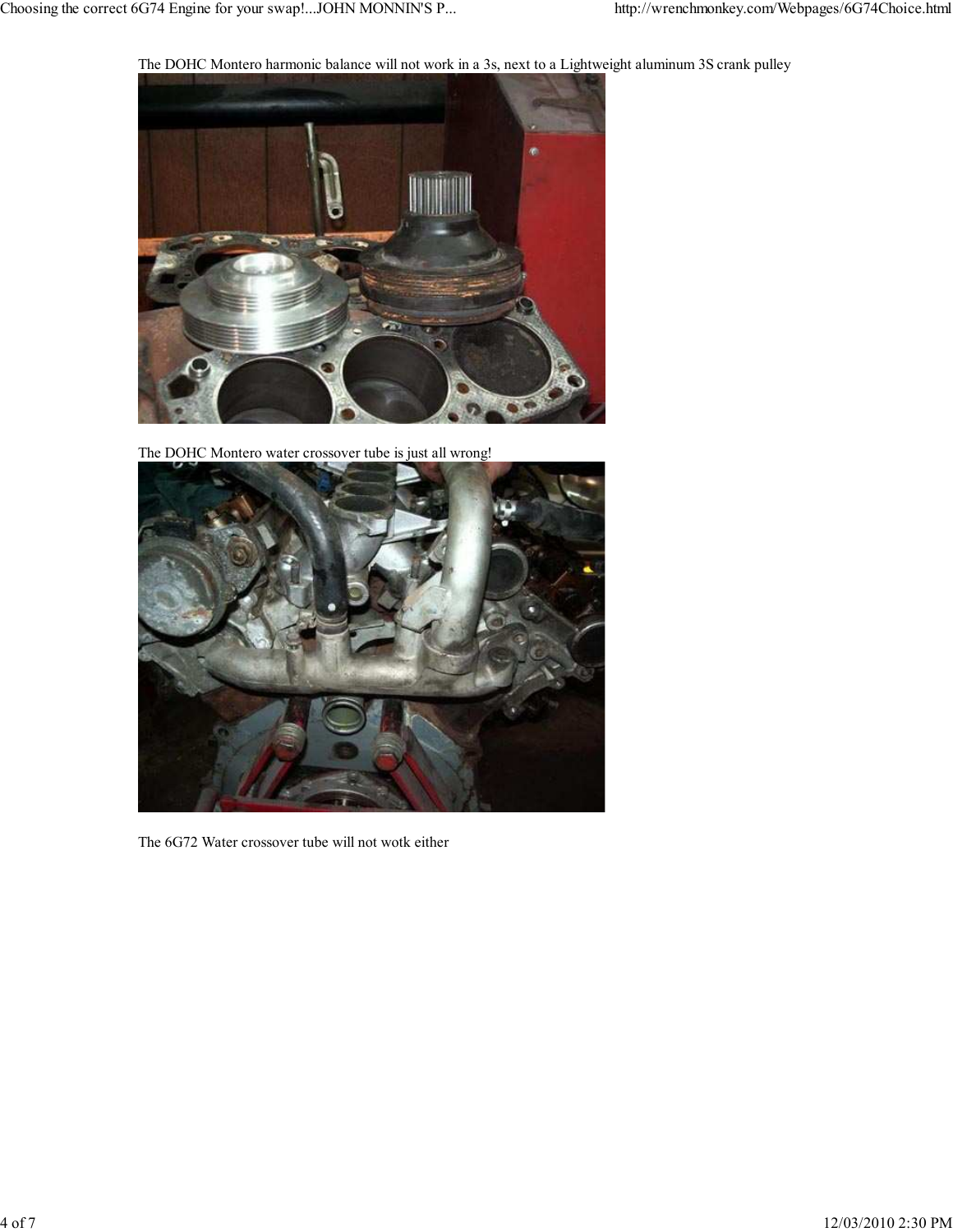The DOHC Montero harmonic balance will not work in a 3s, next to a Lightweight aluminum 3S crank pulley

The DOHC Montero water crossover tube is just all wrong!

The 6G72 Water crossover tube will not wotk either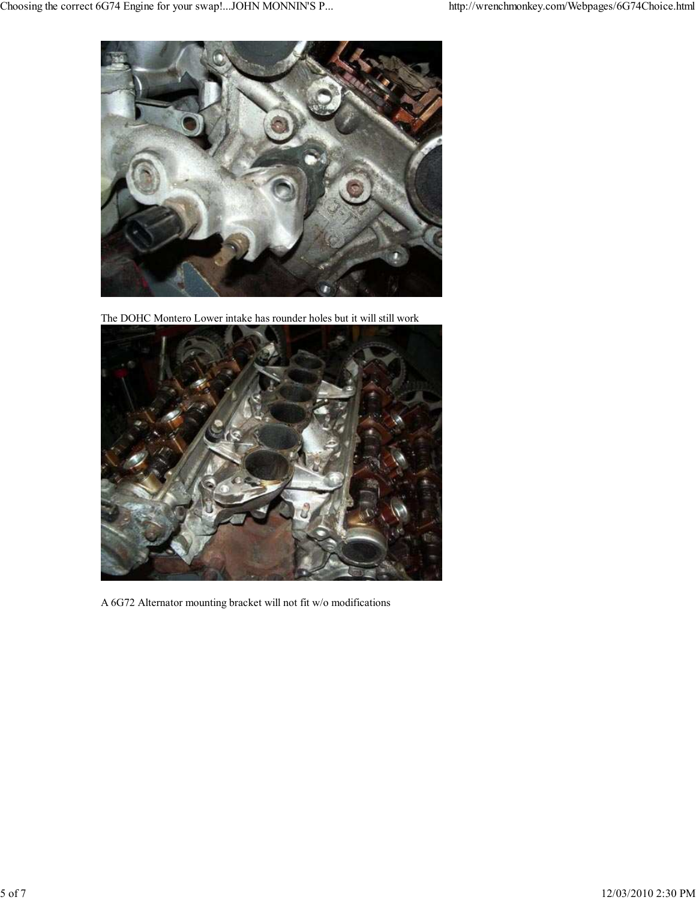The DOHC Montero Lower intake has rounder holes but it will still work

A 6G72 Alternator mounting bracket will not fit w/o modifications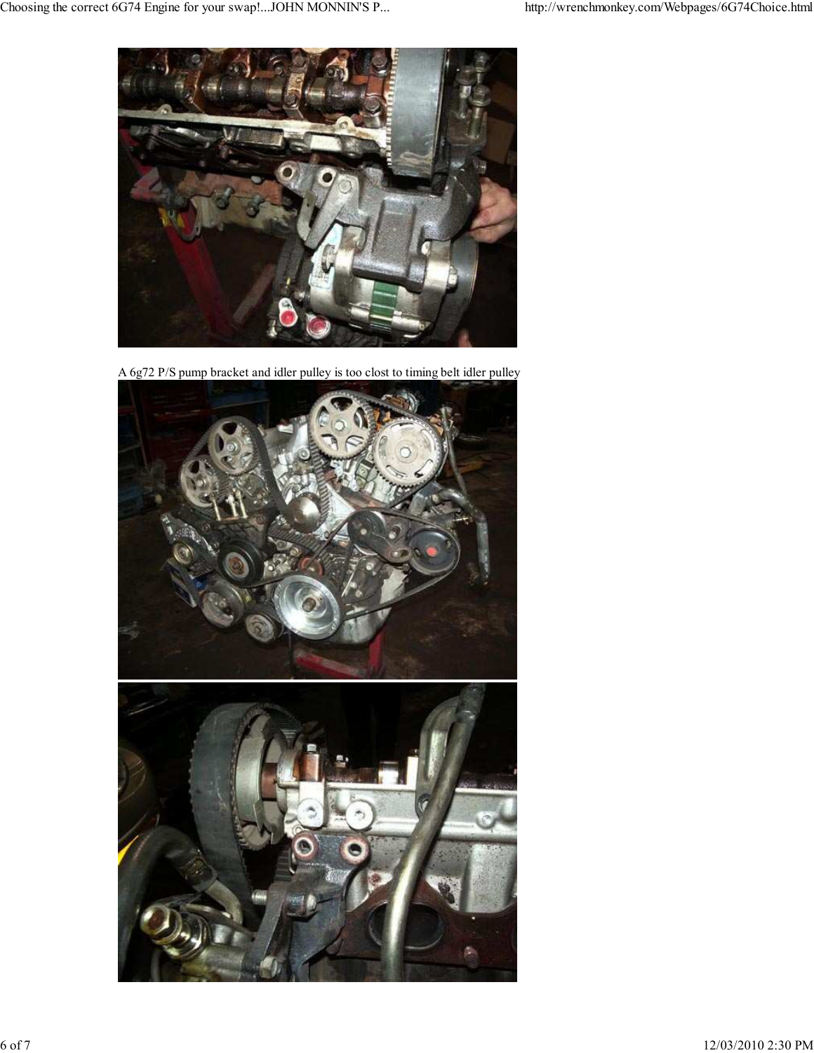A 6g72 P/S pump bracket and idler pulley is too clost to timing belt idler pulley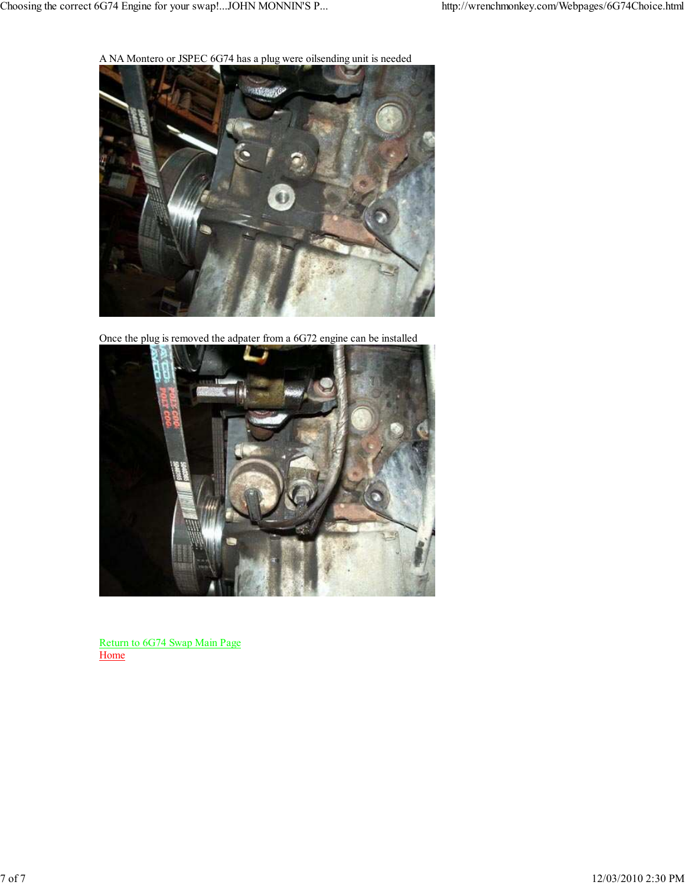A NA Montero or JSPEC 6G74 has a plug were oilsending unit is needed

Once the plug is removed the adpater from a 6G72 engine can be installed

Return to 6G74 Swap Main Page

Home